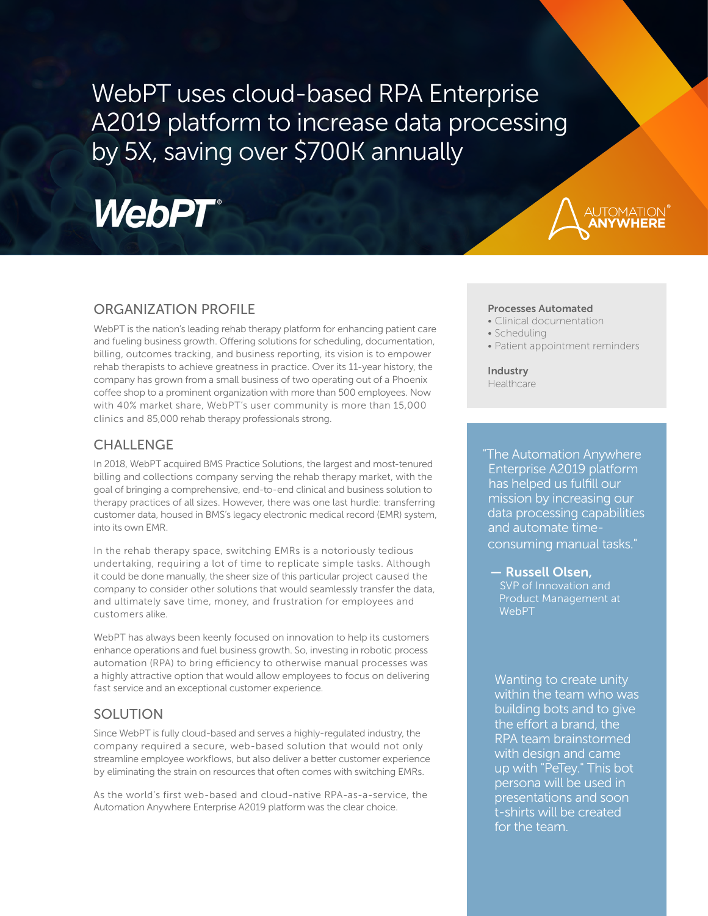# WebPT uses cloud-based RPA Enterprise A2019 platform to increase data processing by 5X, saving over $700K annually

WebPT®

AUTOMATION ANYWHERE®

## ORGANIZATION PROFILE

WebPT is the nation's leading rehab therapy platform for enhancing patient care and fueling business growth. Offering solutions for scheduling, documentation, billing, outcomes tracking, and business reporting, its vision is to empower rehab therapists to achieve greatness in practice. Over its 11-year history, the company has grown from a small business of two operating out of a Phoenix coffee shop to a prominent organization with more than 500 employees. Now with 40% market share, WebPT's user community is more than 15,000 clinics and 85,000 rehab therapy professionals strong.

## CHALLENGE

In 2018, WebPT acquired BMS Practice Solutions, the largest and most-tenured billing and collections company serving the rehab therapy market, with the goal of bringing a comprehensive, end-to-end clinical and business solution to therapy practices of all sizes. However, there was one last hurdle: transferring customer data, housed in BMS's legacy electronic medical record (EMR) system, into its own EMR.

In the rehab therapy space, switching EMRs is a notoriously tedious undertaking, requiring a lot of time to replicate simple tasks. Although it could be done manually, the sheer size of this particular project caused the company to consider other solutions that would seamlessly transfer the data, and ultimately save time, money, and frustration for employees and customers alike.

WebPT has always been keenly focused on innovation to help its customers enhance operations and fuel business growth. So, investing in robotic process automation (RPA) to bring efficiency to otherwise manual processes was a highly attractive option that would allow employees to focus on delivering fast service and an exceptional customer experience.

## SOLUTION

Since WebPT is fully cloud-based and serves a highly-regulated industry, the company required a secure, web-based solution that would not only streamline employee workflows, but also deliver a better customer experience by eliminating the strain on resources that often comes with switching EMRs.

As the world's first web-based and cloud-native RPA-as-a-service, the Automation Anywhere Enterprise A2019 platform was the clear choice.

**Processes Automated**
- Clinical documentation
- Scheduling
- Patient appointment reminders

**Industry**
Healthcare

"The Automation Anywhere Enterprise A2019 platform has helped us fulfill our mission by increasing our data processing capabilities and automate time-consuming manual tasks."

— **Russell Olsen,** SVP of Innovation and Product Management at WebPT

Wanting to create unity within the team who was building bots and to give the effort a brand, the RPA team brainstormed with design and came up with "PeTey." This bot persona will be used in presentations and soon t-shirts will be created for the team.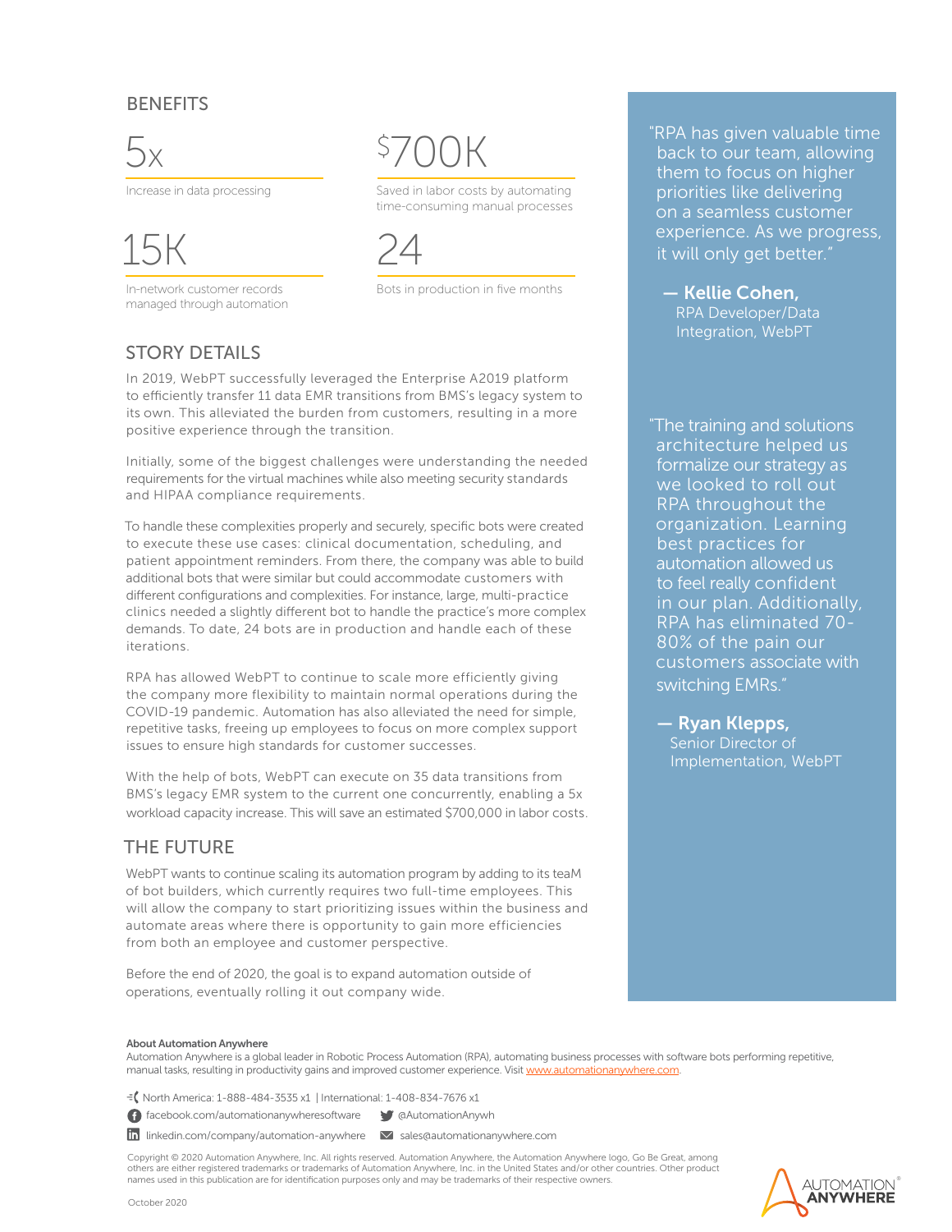## BENEFITS

**5x**
Increase in data processing

**$700K**
Saved in labor costs by automating time-consuming manual processes

**15K**
In-network customer records managed through automation

**24**
Bots in production in five months

## STORY DETAILS

In 2019, WebPT successfully leveraged the Enterprise A2019 platform to efficiently transfer 11 data EMR transitions from BMS's legacy system to its own. This alleviated the burden from customers, resulting in a more positive experience through the transition.

Initially, some of the biggest challenges were understanding the needed requirements for the virtual machines while also meeting security standards and HIPAA compliance requirements.

To handle these complexities properly and securely, specific bots were created to execute these use cases: clinical documentation, scheduling, and patient appointment reminders. From there, the company was able to build additional bots that were similar but could accommodate customers with different configurations and complexities. For instance, large, multi-practice clinics needed a slightly different bot to handle the practice's more complex demands. To date, 24 bots are in production and handle each of these iterations.

RPA has allowed WebPT to continue to scale more efficiently giving the company more flexibility to maintain normal operations during the COVID-19 pandemic. Automation has also alleviated the need for simple, repetitive tasks, freeing up employees to focus on more complex support issues to ensure high standards for customer successes.

With the help of bots, WebPT can execute on 35 data transitions from BMS's legacy EMR system to the current one concurrently, enabling a 5x workload capacity increase. This will save an estimated $700,000 in labor costs.

## THE FUTURE

WebPT wants to continue scaling its automation program by adding to its teaM of bot builders, which currently requires two full-time employees. This will allow the company to start prioritizing issues within the business and automate areas where there is opportunity to gain more efficiencies from both an employee and customer perspective.

Before the end of 2020, the goal is to expand automation outside of operations, eventually rolling it out company wide.

"RPA has given valuable time back to our team, allowing them to focus on higher priorities like delivering on a seamless customer experience. As we progress, it will only get better."

**— Kellie Cohen,**
RPA Developer/Data Integration, WebPT

"The training and solutions architecture helped us formalize our strategy as we looked to roll out RPA throughout the organization. Learning best practices for automation allowed us to feel really confident in our plan. Additionally, RPA has eliminated 70-80% of the pain our customers associate with switching EMRs."

**— Ryan Klepps,**
Senior Director of Implementation, WebPT

**About Automation Anywhere**
Automation Anywhere is a global leader in Robotic Process Automation (RPA), automating business processes with software bots performing repetitive, manual tasks, resulting in productivity gains and improved customer experience. Visit www.automationanywhere.com.

North America: 1-888-484-3535 x1 | International: 1-408-834-7676 x1
facebook.com/automationanywheresoftware
@AutomationAnywh
linkedin.com/company/automation-anywhere
sales@automationanywhere.com

Copyright © 2020 Automation Anywhere, Inc. All rights reserved. Automation Anywhere, the Automation Anywhere logo, Go Be Great, among others are either registered trademarks or trademarks of Automation Anywhere, Inc. in the United States and/or other countries. Other product names used in this publication are for identification purposes only and may be trademarks of their respective owners.

October 2020

AUTOMATION ANYWHERE